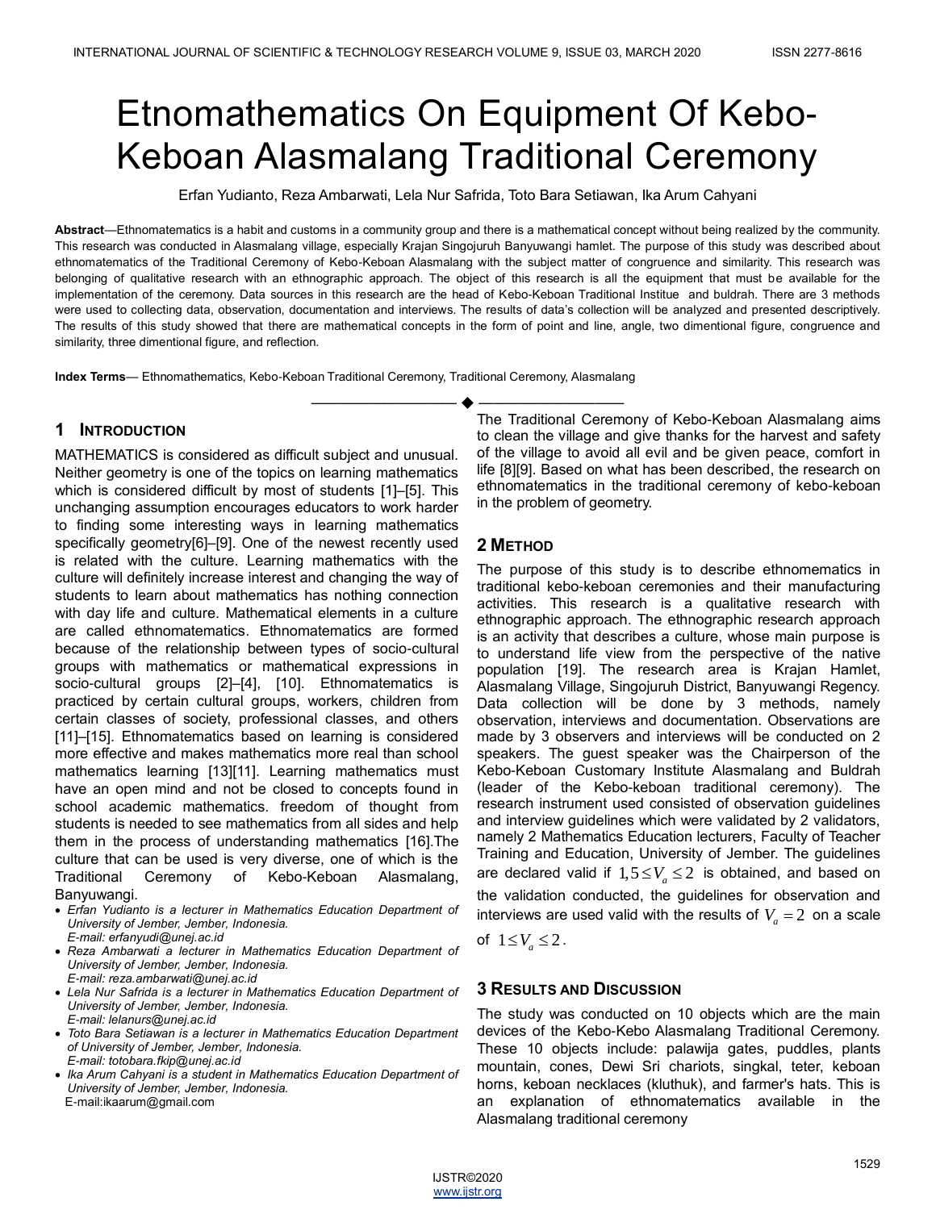# Etnomathematics On Equipment Of Kebo-Keboan Alasmalang Traditional Ceremony

Erfan Yudianto, Reza Ambarwati, Lela Nur Safrida, Toto Bara Setiawan, Ika Arum Cahyani

**Abstract**—Ethnomatematics is a habit and customs in a community group and there is a mathematical concept without being realized by the community. This research was conducted in Alasmalang village, especially Krajan Singojuruh Banyuwangi hamlet. The purpose of this study was described about ethnomatematics of the Traditional Ceremony of Kebo-Keboan Alasmalang with the subject matter of congruence and similarity. This research was belonging of qualitative research with an ethnographic approach. The object of this research is all the equipment that must be available for the implementation of the ceremony. Data sources in this research are the head of Kebo-Keboan Traditional Institue and buldrah. There are 3 methods were used to collecting data, observation, documentation and interviews. The results of data's collection will be analyzed and presented descriptively. The results of this study showed that there are mathematical concepts in the form of point and line, angle, two dimentional figure, congruence and similarity, three dimentional figure, and reflection.

**Index Terms**— Ethnomathematics, Kebo-Keboan Traditional Ceremony, Traditional Ceremony, Alasmalang

---

## 1 Introduction

MATHEMATICS is considered as difficult subject and unusual. Neither geometry is one of the topics on learning mathematics which is considered difficult by most of students [1]–[5]. This unchanging assumption encourages educators to work harder to finding some interesting ways in learning mathematics specifically geometry[6]–[9]. One of the newest recently used is related with the culture. Learning mathematics with the culture will definitely increase interest and changing the way of students to learn about mathematics has nothing connection with day life and culture. Mathematical elements in a culture are called ethnomatematics. Ethnomatematics are formed because of the relationship between types of socio-cultural groups with mathematics or mathematical expressions in socio-cultural groups [2]–[4], [10]. Ethnomatematics is practiced by certain cultural groups, workers, children from certain classes of society, professional classes, and others [11]–[15]. Ethnomatematics based on learning is considered more effective and makes mathematics more real than school mathematics learning [13][11]. Learning mathematics must have an open mind and not be closed to concepts found in school academic mathematics. freedom of thought from students is needed to see mathematics from all sides and help them in the process of understanding mathematics [16].The culture that can be used is very diverse, one of which is the Traditional Ceremony of Kebo-Keboan Alasmalang, Banyuwangi.

- *Erfan Yudianto is a lecturer in Mathematics Education Department of University of Jember, Jember, Indonesia. E-mail: erfanyudi@unej.ac.id*
- *Reza Ambarwati a lecturer in Mathematics Education Department of University of Jember, Jember, Indonesia. E-mail: reza.ambarwati@unej.ac.id*
- *Lela Nur Safrida is a lecturer in Mathematics Education Department of University of Jember, Jember, Indonesia. E-mail: lelanurs@unej.ac.id*
- *Toto Bara Setiawan is a lecturer in Mathematics Education Department of University of Jember, Jember, Indonesia. E-mail: totobara.fkip@unej.ac.id*
- *Ika Arum Cahyani is a student in Mathematics Education Department of University of Jember, Jember, Indonesia. E-mail:ikaarum@gmail.com*

The Traditional Ceremony of Kebo-Keboan Alasmalang aims to clean the village and give thanks for the harvest and safety of the village to avoid all evil and be given peace, comfort in life [8][9]. Based on what has been described, the research on ethnomatematics in the traditional ceremony of kebo-keboan in the problem of geometry.

## 2 Method

The purpose of this study is to describe ethnomematics in traditional kebo-keboan ceremonies and their manufacturing activities. This research is a qualitative research with ethnographic approach. The ethnographic research approach is an activity that describes a culture, whose main purpose is to understand life view from the perspective of the native population [19]. The research area is Krajan Hamlet, Alasmalang Village, Singojuruh District, Banyuwangi Regency. Data collection will be done by 3 methods, namely observation, interviews and documentation. Observations are made by 3 observers and interviews will be conducted on 2 speakers. The guest speaker was the Chairperson of the Kebo-Keboan Customary Institute Alasmalang and Buldrah (leader of the Kebo-keboan traditional ceremony). The research instrument used consisted of observation guidelines and interview guidelines which were validated by 2 validators, namely 2 Mathematics Education lecturers, Faculty of Teacher Training and Education, University of Jember. The guidelines are declared valid if $1{,}5 \leq V_a \leq 2$ is obtained, and based on the validation conducted, the guidelines for observation and interviews are used valid with the results of $V_a = 2$ on a scale of $1 \leq V_a \leq 2$.

## 3 Results and Discussion

The study was conducted on 10 objects which are the main devices of the Kebo-Kebo Alasmalang Traditional Ceremony. These 10 objects include: palawija gates, puddles, plants mountain, cones, Dewi Sri chariots, singkal, teter, keboan horns, keboan necklaces (kluthuk), and farmer's hats. This is an explanation of ethnomatematics available in the Alasmalang traditional ceremony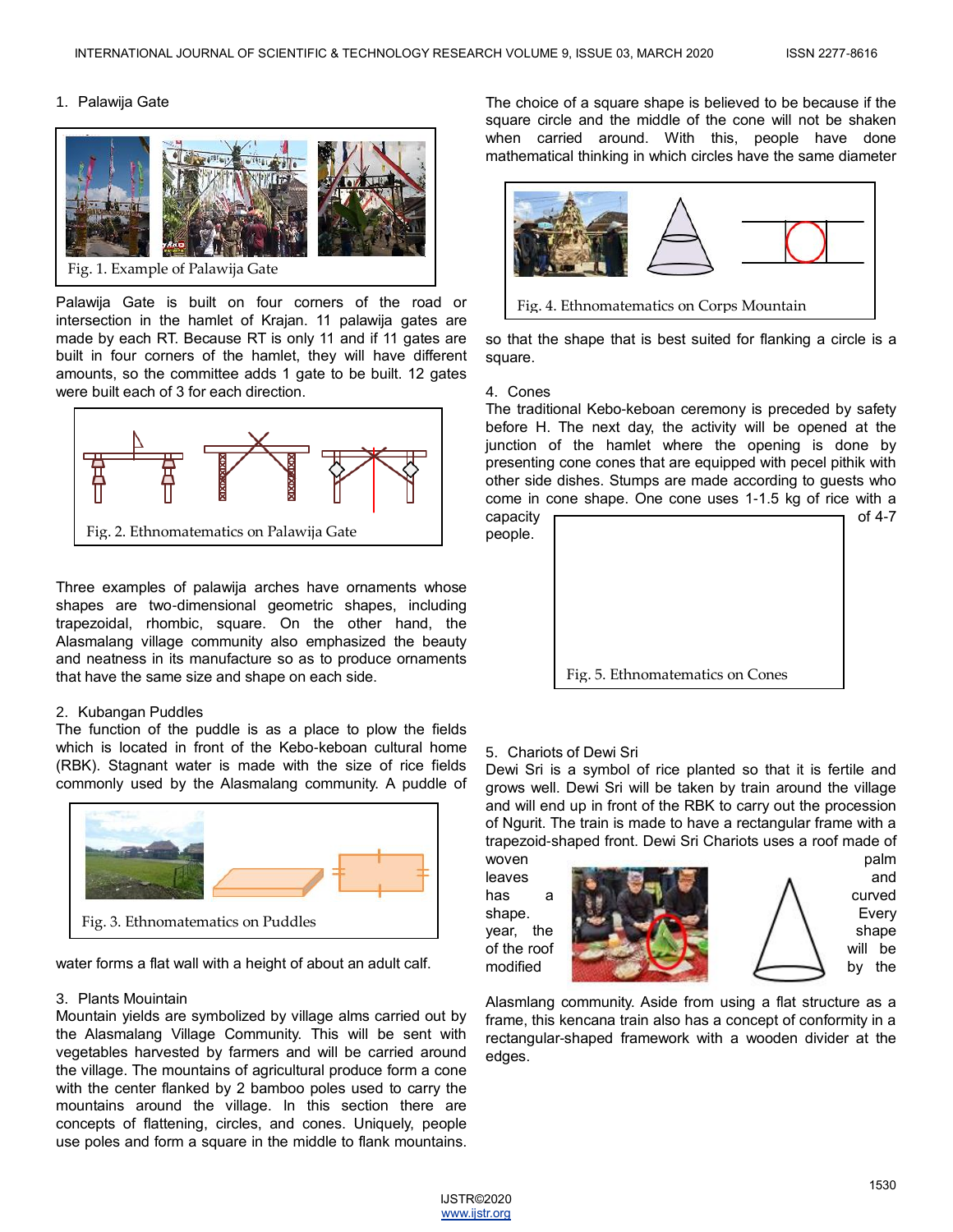1. Palawija Gate

Fig. 1. Example of Palawija Gate

Palawija Gate is built on four corners of the road or intersection in the hamlet of Krajan. 11 palawija gates are made by each RT. Because RT is only 11 and if 11 gates are built in four corners of the hamlet, they will have different amounts, so the committee adds 1 gate to be built. 12 gates were built each of 3 for each direction.

Fig. 2. Ethnomatematics on Palawija Gate

Three examples of palawija arches have ornaments whose shapes are two-dimensional geometric shapes, including trapezoidal, rhombic, square. On the other hand, the Alasmalang village community also emphasized the beauty and neatness in its manufacture so as to produce ornaments that have the same size and shape on each side.

2. Kubangan Puddles

The function of the puddle is as a place to plow the fields which is located in front of the Kebo-keboan cultural home (RBK). Stagnant water is made with the size of rice fields commonly used by the Alasmalang community. A puddle of water forms a flat wall with a height of about an adult calf.

Fig. 3. Ethnomatematics on Puddles

3. Plants Mouintain

Mountain yields are symbolized by village alms carried out by the Alasmalang Village Community. This will be sent with vegetables harvested by farmers and will be carried around the village. The mountains of agricultural produce form a cone with the center flanked by 2 bamboo poles used to carry the mountains around the village. In this section there are concepts of flattening, circles, and cones. Uniquely, people use poles and form a square in the middle to flank mountains. The choice of a square shape is believed to be because if the square circle and the middle of the cone will not be shaken when carried around. With this, people have done mathematical thinking in which circles have the same diameter so that the shape that is best suited for flanking a circle is a square.

Fig. 4. Ethnomatematics on Corps Mountain

4. Cones

The traditional Kebo-keboan ceremony is preceded by safety before H. The next day, the activity will be opened at the junction of the hamlet where the opening is done by presenting cone cones that are equipped with pecel pithik with other side dishes. Stumps are made according to guests who come in cone shape. One cone uses 1-1.5 kg of rice with a capacity of 4-7 people.

Fig. 5. Ethnomatematics on Cones

5. Chariots of Dewi Sri

Dewi Sri is a symbol of rice planted so that it is fertile and grows well. Dewi Sri will be taken by train around the village and will end up in front of the RBK to carry out the procession of Ngurit. The train is made to have a rectangular frame with a trapezoid-shaped front. Dewi Sri Chariots uses a roof made of woven palm leaves and has a curved shape. Every year, the shape of the roof will be modified by the Alasmlang community. Aside from using a flat structure as a frame, this kencana train also has a concept of conformity in a rectangular-shaped framework with a wooden divider at the edges.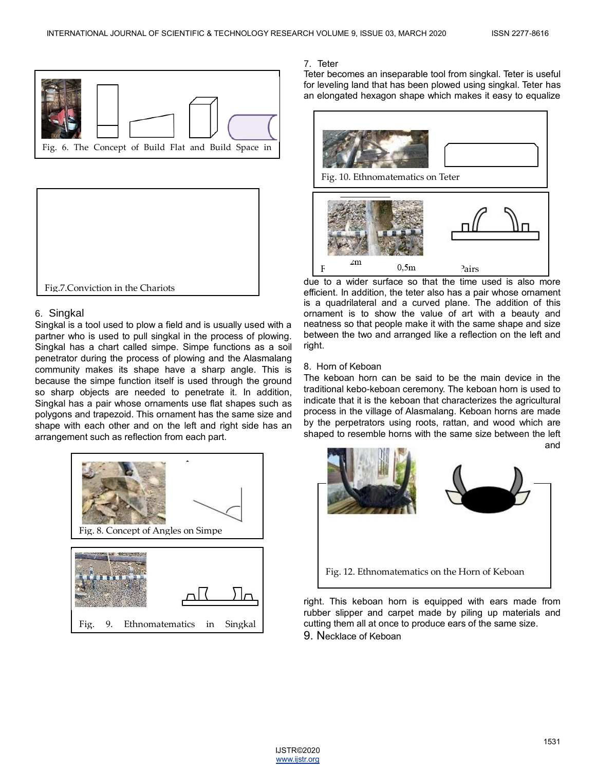Fig. 6. The Concept of Build Flat and Build Space in

Fig.7.Conviction in the Chariots

## 6. Singkal

Singkal is a tool used to plow a field and is usually used with a partner who is used to pull singkal in the process of plowing. Singkal has a chart called simpe. Simpe functions as a soil penetrator during the process of plowing and the Alasmalang community makes its shape have a sharp angle. This is because the simpe function itself is used through the ground so sharp objects are needed to penetrate it. In addition, Singkal has a pair whose ornaments use flat shapes such as polygons and trapezoid. This ornament has the same size and shape with each other and on the left and right side has an arrangement such as reflection from each part.

Fig. 8. Concept of Angles on Simpe

Fig. 9. Ethnomatematics in Singkal

## 7. Teter

Teter becomes an inseparable tool from singkal. Teter is useful for leveling land that has been plowed using singkal. Teter has an elongated hexagon shape which makes it easy to equalize due to a wider surface so that the time used is also more efficient. In addition, the teter also has a pair whose ornament is a quadrilateral and a curved plane. The addition of this ornament is to show the value of art with a beauty and neatness so that people make it with the same shape and size between the two and arranged like a reflection on the left and right.

Fig. 10. Ethnomatematics on Teter

2m 0,5m

F Pairs

## 8. Horn of Keboan

The keboan horn can be said to be the main device in the traditional kebo-keboan ceremony. The keboan horn is used to indicate that it is the keboan that characterizes the agricultural process in the village of Alasmalang. Keboan horns are made by the perpetrators using roots, rattan, and wood which are shaped to resemble horns with the same size between the left and right. This keboan horn is equipped with ears made from rubber slipper and carpet made by piling up materials and cutting them all at once to produce ears of the same size.

Fig. 12. Ethnomatematics on the Horn of Keboan

## 9. Necklace of Keboan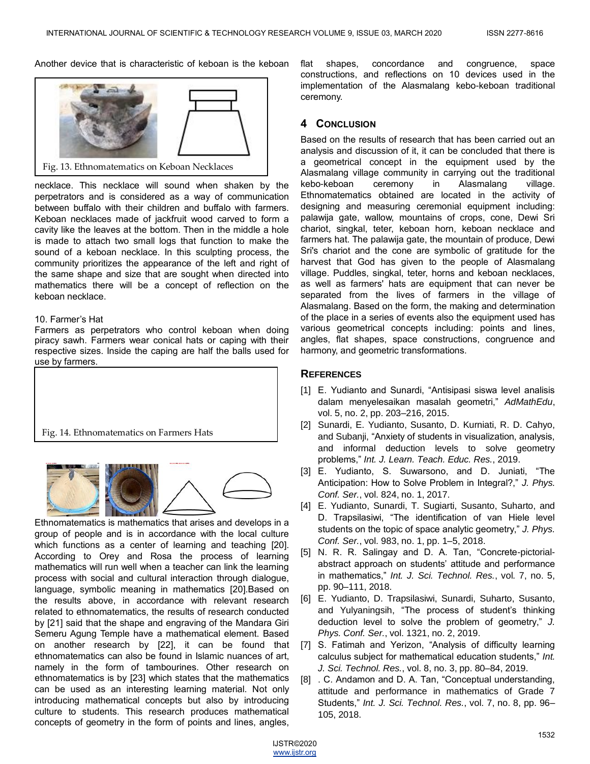Another device that is characteristic of keboan is the keboan

Fig. 13. Ethnomatematics on Keboan Necklaces

necklace. This necklace will sound when shaken by the perpetrators and is considered as a way of communication between buffalo with their children and buffalo with farmers. Keboan necklaces made of jackfruit wood carved to form a cavity like the leaves at the bottom. Then in the middle a hole is made to attach two small logs that function to make the sound of a keboan necklace. In this sculpting process, the community prioritizes the appearance of the left and right of the same shape and size that are sought when directed into mathematics there will be a concept of reflection on the keboan necklace.

10. Farmer's Hat

Farmers as perpetrators who control keboan when doing piracy sawh. Farmers wear conical hats or caping with their respective sizes. Inside the caping are half the balls used for use by farmers.

Fig. 14. Ethnomatematics on Farmers Hats

Ethnomatematics is mathematics that arises and develops in a group of people and is in accordance with the local culture which functions as a center of learning and teaching [20]. According to Orey and Rosa the process of learning mathematics will run well when a teacher can link the learning process with social and cultural interaction through dialogue, language, symbolic meaning in mathematics [20].Based on the results above, in accordance with relevant research related to ethnomatematics, the results of research conducted by [21] said that the shape and engraving of the Mandara Giri Semeru Agung Temple have a mathematical element. Based on another research by [22], it can be found that ethnomatematics can also be found in Islamic nuances of art, namely in the form of tambourines. Other research on ethnomatematics is by [23] which states that the mathematics can be used as an interesting learning material. Not only introducing mathematical concepts but also by introducing culture to students. This research produces mathematical concepts of geometry in the form of points and lines, angles, flat shapes, concordance and congruence, space constructions, and reflections on 10 devices used in the implementation of the Alasmalang kebo-keboan traditional ceremony.

## 4 Conclusion

Based on the results of research that has been carried out an analysis and discussion of it, it can be concluded that there is a geometrical concept in the equipment used by the Alasmalang village community in carrying out the traditional kebo-keboan ceremony in Alasmalang village. Ethnomatematics obtained are located in the activity of designing and measuring ceremonial equipment including: palawija gate, wallow, mountains of crops, cone, Dewi Sri chariot, singkal, teter, keboan horn, keboan necklace and farmers hat. The palawija gate, the mountain of produce, Dewi Sri's chariot and the cone are symbolic of gratitude for the harvest that God has given to the people of Alasmalang village. Puddles, singkal, teter, horns and keboan necklaces, as well as farmers' hats are equipment that can never be separated from the lives of farmers in the village of Alasmalang. Based on the form, the making and determination of the place in a series of events also the equipment used has various geometrical concepts including: points and lines, angles, flat shapes, space constructions, congruence and harmony, and geometric transformations.

## References

[1] E. Yudianto and Sunardi, "Antisipasi siswa level analisis dalam menyelesaikan masalah geometri," *AdMathEdu*, vol. 5, no. 2, pp. 203–216, 2015.

[2] Sunardi, E. Yudianto, Susanto, D. Kurniati, R. D. Cahyo, and Subanji, "Anxiety of students in visualization, analysis, and informal deduction levels to solve geometry problems," *Int. J. Learn. Teach. Educ. Res.*, 2019.

[3] E. Yudianto, S. Suwarsono, and D. Juniati, "The Anticipation: How to Solve Problem in Integral?," *J. Phys. Conf. Ser.*, vol. 824, no. 1, 2017.

[4] E. Yudianto, Sunardi, T. Sugiarti, Susanto, Suharto, and D. Trapsilasiwi, "The identification of van Hiele level students on the topic of space analytic geometry," *J. Phys. Conf. Ser.*, vol. 983, no. 1, pp. 1–5, 2018.

[5] N. R. R. Salingay and D. A. Tan, "Concrete-pictorial-abstract approach on students' attitude and performance in mathematics," *Int. J. Sci. Technol. Res.*, vol. 7, no. 5, pp. 90–111, 2018.

[6] E. Yudianto, D. Trapsilasiwi, Sunardi, Suharto, Susanto, and Yulyaningsih, "The process of student's thinking deduction level to solve the problem of geometry," *J. Phys. Conf. Ser.*, vol. 1321, no. 2, 2019.

[7] S. Fatimah and Yerizon, "Analysis of difficulty learning calculus subject for mathematical education students," *Int. J. Sci. Technol. Res.*, vol. 8, no. 3, pp. 80–84, 2019.

[8] . C. Andamon and D. A. Tan, "Conceptual understanding, attitude and performance in mathematics of Grade 7 Students," *Int. J. Sci. Technol. Res.*, vol. 7, no. 8, pp. 96–105, 2018.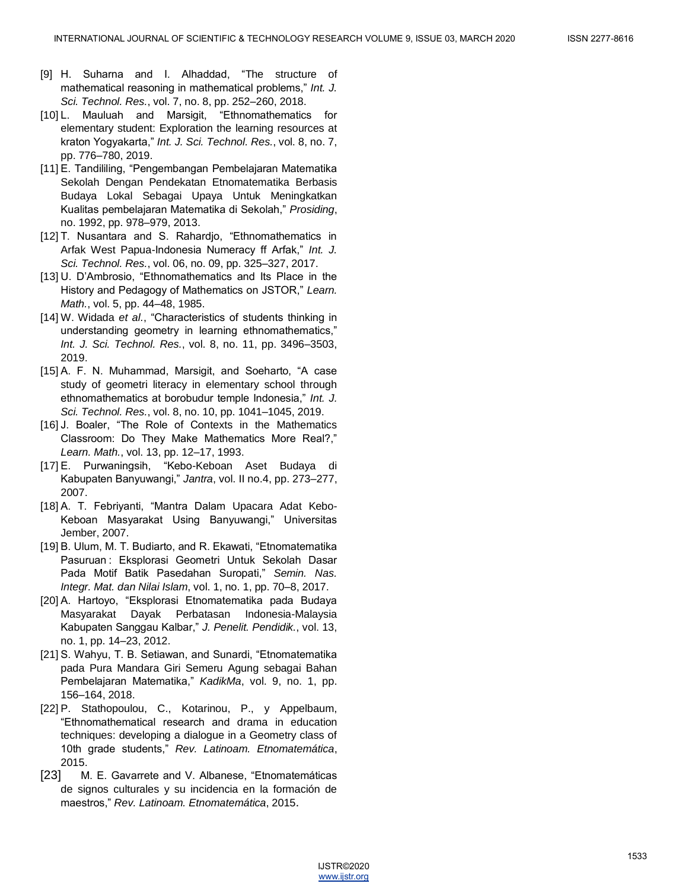[9] H. Suharna and I. Alhaddad, "The structure of mathematical reasoning in mathematical problems," *Int. J. Sci. Technol. Res.*, vol. 7, no. 8, pp. 252–260, 2018.

[10] L. Mauluah and Marsigit, "Ethnomathematics for elementary student: Exploration the learning resources at kraton Yogyakarta," *Int. J. Sci. Technol. Res.*, vol. 8, no. 7, pp. 776–780, 2019.

[11] E. Tandililing, "Pengembangan Pembelajaran Matematika Sekolah Dengan Pendekatan Etnomatematika Berbasis Budaya Lokal Sebagai Upaya Untuk Meningkatkan Kualitas pembelajaran Matematika di Sekolah," *Prosiding*, no. 1992, pp. 978–979, 2013.

[12] T. Nusantara and S. Rahardjo, "Ethnomathematics in Arfak West Papua-Indonesia Numeracy ff Arfak," *Int. J. Sci. Technol. Res.*, vol. 06, no. 09, pp. 325–327, 2017.

[13] U. D'Ambrosio, "Ethnomathematics and Its Place in the History and Pedagogy of Mathematics on JSTOR," *Learn. Math.*, vol. 5, pp. 44–48, 1985.

[14] W. Widada *et al.*, "Characteristics of students thinking in understanding geometry in learning ethnomathematics," *Int. J. Sci. Technol. Res.*, vol. 8, no. 11, pp. 3496–3503, 2019.

[15] A. F. N. Muhammad, Marsigit, and Soeharto, "A case study of geometri literacy in elementary school through ethnomathematics at borobudur temple Indonesia," *Int. J. Sci. Technol. Res.*, vol. 8, no. 10, pp. 1041–1045, 2019.

[16] J. Boaler, "The Role of Contexts in the Mathematics Classroom: Do They Make Mathematics More Real?," *Learn. Math.*, vol. 13, pp. 12–17, 1993.

[17] E. Purwaningsih, "Kebo-Keboan Aset Budaya di Kabupaten Banyuwangi," *Jantra*, vol. II no.4, pp. 273–277, 2007.

[18] A. T. Febriyanti, "Mantra Dalam Upacara Adat Kebo-Keboan Masyarakat Using Banyuwangi," Universitas Jember, 2007.

[19] B. Ulum, M. T. Budiarto, and R. Ekawati, "Etnomatematika Pasuruan : Eksplorasi Geometri Untuk Sekolah Dasar Pada Motif Batik Pasedahan Suropati," *Semin. Nas. Integr. Mat. dan Nilai Islam*, vol. 1, no. 1, pp. 70–8, 2017.

[20] A. Hartoyo, "Eksplorasi Etnomatematika pada Budaya Masyarakat Dayak Perbatasan Indonesia-Malaysia Kabupaten Sanggau Kalbar," *J. Penelit. Pendidik.*, vol. 13, no. 1, pp. 14–23, 2012.

[21] S. Wahyu, T. B. Setiawan, and Sunardi, "Etnomatematika pada Pura Mandara Giri Semeru Agung sebagai Bahan Pembelajaran Matematika," *KadikMa*, vol. 9, no. 1, pp. 156–164, 2018.

[22] P. Stathopoulou, C., Kotarinou, P., y Appelbaum, "Ethnomathematical research and drama in education techniques: developing a dialogue in a Geometry class of 10th grade students," *Rev. Latinoam. Etnomatemática*, 2015.

[23] M. E. Gavarrete and V. Albanese, "Etnomatemáticas de signos culturales y su incidencia en la formación de maestros," *Rev. Latinoam. Etnomatemática*, 2015.